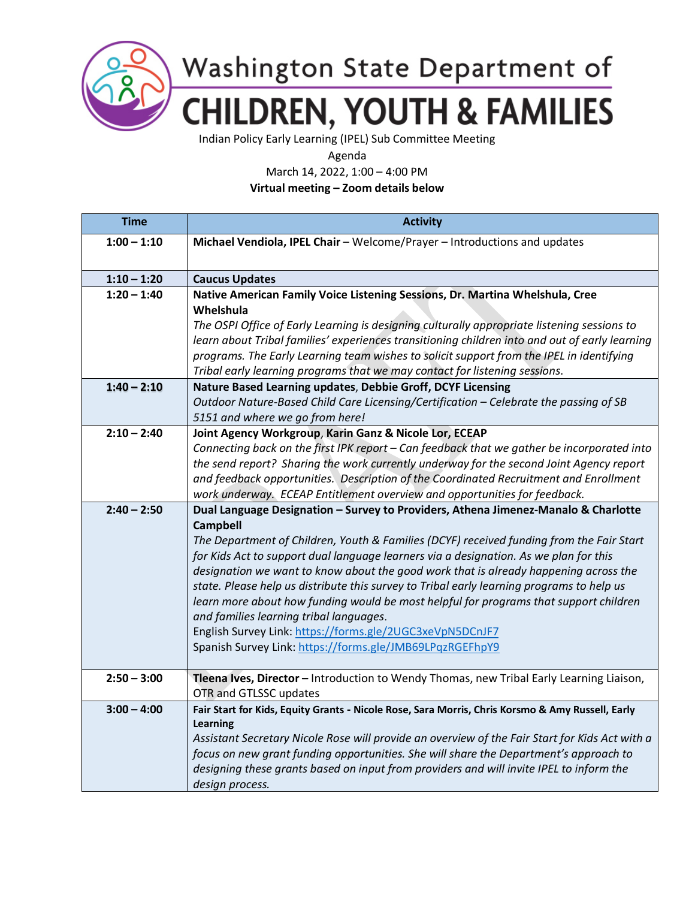# Washington State Department of CHILDREN, YOUTH & FAMILIES

Indian Policy Early Learning (IPEL) Sub Committee Meeting

Agenda

March 14, 2022, 1:00 – 4:00 PM

**Virtual meeting – Zoom details below**

| Time | Activity |
|---|---|
| **1:00 – 1:10** | **Michael Vendiola, IPEL Chair** – Welcome/Prayer – Introductions and updates |
| **1:10 – 1:20** | **Caucus Updates** |
| **1:20 – 1:40** | **Native American Family Voice Listening Sessions, Dr. Martina Whelshula, Cree Whelshula**<br>*The OSPI Office of Early Learning is designing culturally appropriate listening sessions to learn about Tribal families' experiences transitioning children into and out of early learning programs. The Early Learning team wishes to solicit support from the IPEL in identifying Tribal early learning programs that we may contact for listening sessions.* |
| **1:40 – 2:10** | **Nature Based Learning updates**, **Debbie Groff, DCYF Licensing**<br>*Outdoor Nature-Based Child Care Licensing/Certification – Celebrate the passing of SB 5151 and where we go from here!* |
| **2:10 – 2:40** | **Joint Agency Workgroup**, **Karin Ganz & Nicole Lor, ECEAP**<br>*Connecting back on the first IPK report – Can feedback that we gather be incorporated into the send report? Sharing the work currently underway for the second Joint Agency report and feedback opportunities. Description of the Coordinated Recruitment and Enrollment work underway. ECEAP Entitlement overview and opportunities for feedback.* |
| **2:40 – 2:50** | **Dual Language Designation – Survey to Providers, Athena Jimenez-Manalo & Charlotte Campbell**<br>*The Department of Children, Youth & Families (DCYF) received funding from the Fair Start for Kids Act to support dual language learners via a designation. As we plan for this designation we want to know about the good work that is already happening across the state. Please help us distribute this survey to Tribal early learning programs to help us learn more about how funding would be most helpful for programs that support children and families learning tribal languages*.<br>English Survey Link: https://forms.gle/2UGC3xeVpN5DCnJF7<br>Spanish Survey Link: https://forms.gle/JMB69LPqzRGEFhpY9 |
| **2:50 – 3:00** | **Tleena Ives, Director –** Introduction to Wendy Thomas, new Tribal Early Learning Liaison, OTR and GTLSSC updates |
| **3:00 – 4:00** | **Fair Start for Kids, Equity Grants - Nicole Rose, Sara Morris, Chris Korsmo & Amy Russell, Early Learning**<br>*Assistant Secretary Nicole Rose will provide an overview of the Fair Start for Kids Act with a focus on new grant funding opportunities. She will share the Department's approach to designing these grants based on input from providers and will invite IPEL to inform the design process.* |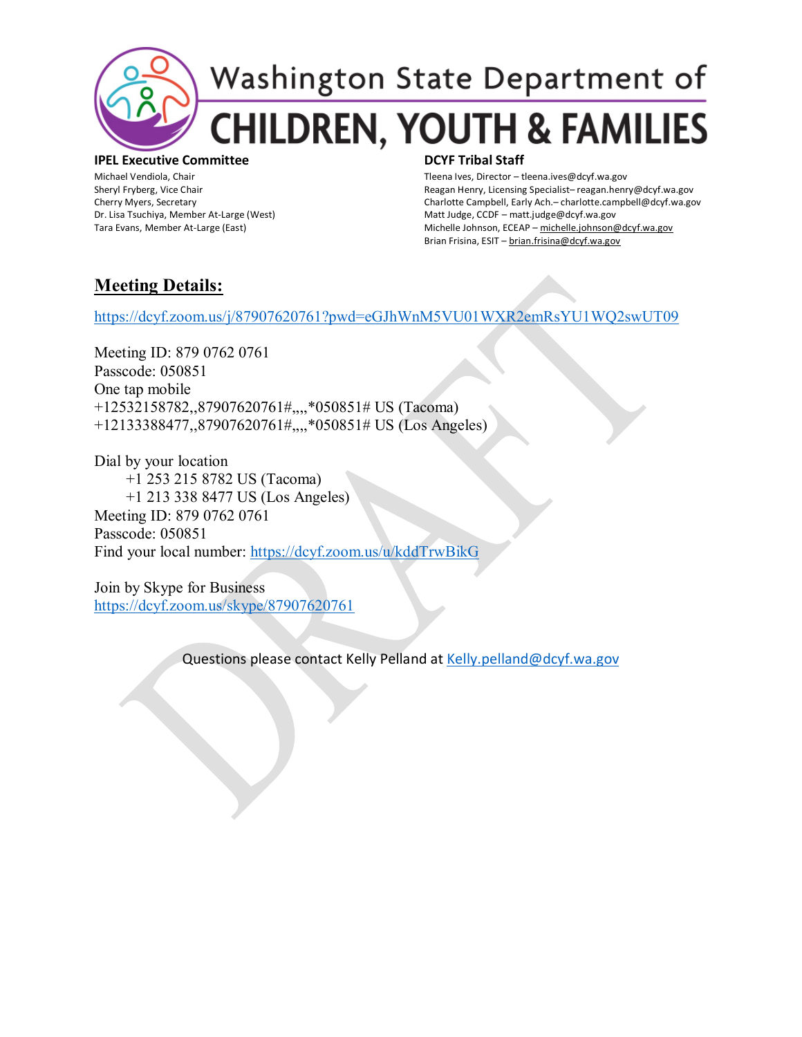# Washington State Department of CHILDREN, YOUTH & FAMILIES

**IPEL Executive Committee**

Michael Vendiola, Chair
Sheryl Fryberg, Vice Chair
Cherry Myers, Secretary
Dr. Lisa Tsuchiya, Member At-Large (West)
Tara Evans, Member At-Large (East)

**DCYF Tribal Staff**

Tleena Ives, Director – tleena.ives@dcyf.wa.gov
Reagan Henry, Licensing Specialist– reagan.henry@dcyf.wa.gov
Charlotte Campbell, Early Ach.– charlotte.campbell@dcyf.wa.gov
Matt Judge, CCDF – matt.judge@dcyf.wa.gov
Michelle Johnson, ECEAP – michelle.johnson@dcyf.wa.gov
Brian Frisina, ESIT – brian.frisina@dcyf.wa.gov

## Meeting Details:

https://dcyf.zoom.us/j/87907620761?pwd=eGJhWnM5VU01WXR2emRsYU1WQ2swUT09

Meeting ID: 879 0762 0761
Passcode: 050851
One tap mobile
+12532158782,,87907620761#,,,,*050851# US (Tacoma)
+12133388477,,87907620761#,,,,*050851# US (Los Angeles)

Dial by your location
+1 253 215 8782 US (Tacoma)
+1 213 338 8477 US (Los Angeles)
Meeting ID: 879 0762 0761
Passcode: 050851
Find your local number: https://dcyf.zoom.us/u/kddTrwBikG

Join by Skype for Business
https://dcyf.zoom.us/skype/87907620761

Questions please contact Kelly Pelland at Kelly.pelland@dcyf.wa.gov

DRAFT